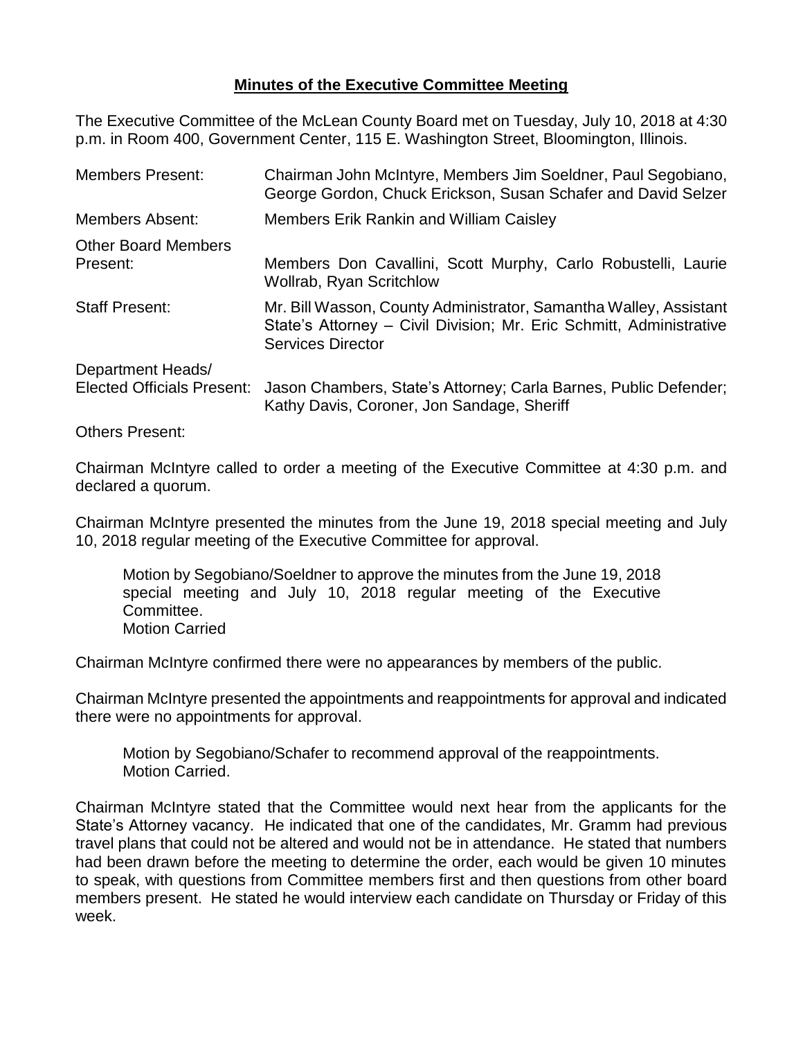## **Minutes of the Executive Committee Meeting**

The Executive Committee of the McLean County Board met on Tuesday, July 10, 2018 at 4:30 p.m. in Room 400, Government Center, 115 E. Washington Street, Bloomington, Illinois.

| | |
|---|---|
| Members Present: | Chairman John McIntyre, Members Jim Soeldner, Paul Segobiano, George Gordon, Chuck Erickson, Susan Schafer and David Selzer |
| Members Absent: | Members Erik Rankin and William Caisley |
| Other Board Members Present: | Members Don Cavallini, Scott Murphy, Carlo Robustelli, Laurie Wollrab, Ryan Scritchlow |
| Staff Present: | Mr. Bill Wasson, County Administrator, Samantha Walley, Assistant State's Attorney – Civil Division; Mr. Eric Schmitt, Administrative Services Director |
| Department Heads/ Elected Officials Present: | Jason Chambers, State's Attorney; Carla Barnes, Public Defender; Kathy Davis, Coroner, Jon Sandage, Sheriff |

Others Present:

Chairman McIntyre called to order a meeting of the Executive Committee at 4:30 p.m. and declared a quorum.

Chairman McIntyre presented the minutes from the June 19, 2018 special meeting and July 10, 2018 regular meeting of the Executive Committee for approval.

> Motion by Segobiano/Soeldner to approve the minutes from the June 19, 2018 special meeting and July 10, 2018 regular meeting of the Executive Committee.
> Motion Carried

Chairman McIntyre confirmed there were no appearances by members of the public.

Chairman McIntyre presented the appointments and reappointments for approval and indicated there were no appointments for approval.

> Motion by Segobiano/Schafer to recommend approval of the reappointments.
> Motion Carried.

Chairman McIntyre stated that the Committee would next hear from the applicants for the State's Attorney vacancy. He indicated that one of the candidates, Mr. Gramm had previous travel plans that could not be altered and would not be in attendance. He stated that numbers had been drawn before the meeting to determine the order, each would be given 10 minutes to speak, with questions from Committee members first and then questions from other board members present. He stated he would interview each candidate on Thursday or Friday of this week.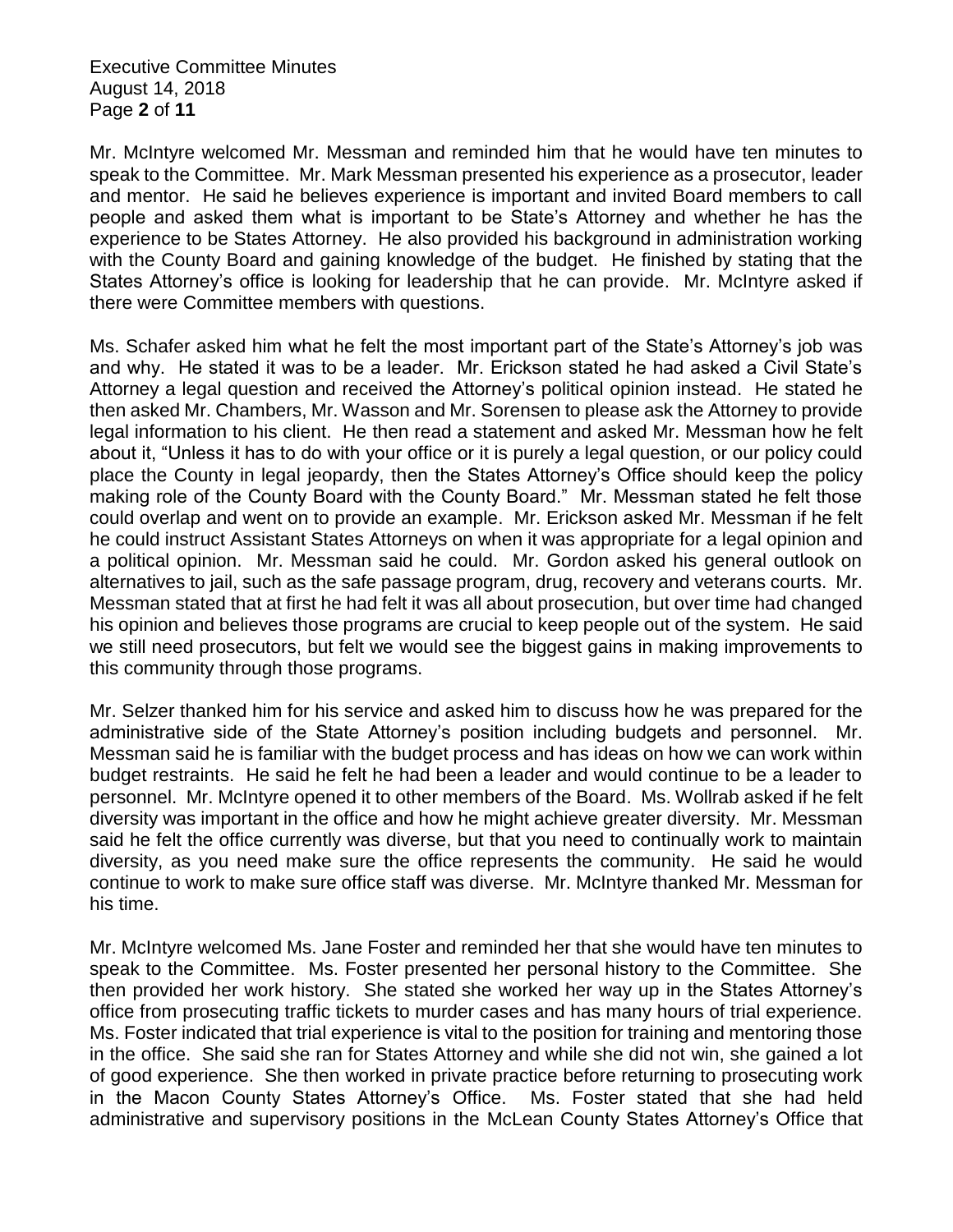Mr. McIntyre welcomed Mr. Messman and reminded him that he would have ten minutes to speak to the Committee. Mr. Mark Messman presented his experience as a prosecutor, leader and mentor. He said he believes experience is important and invited Board members to call people and asked them what is important to be State's Attorney and whether he has the experience to be States Attorney. He also provided his background in administration working with the County Board and gaining knowledge of the budget. He finished by stating that the States Attorney's office is looking for leadership that he can provide. Mr. McIntyre asked if there were Committee members with questions.

Ms. Schafer asked him what he felt the most important part of the State's Attorney's job was and why. He stated it was to be a leader. Mr. Erickson stated he had asked a Civil State's Attorney a legal question and received the Attorney's political opinion instead. He stated he then asked Mr. Chambers, Mr. Wasson and Mr. Sorensen to please ask the Attorney to provide legal information to his client. He then read a statement and asked Mr. Messman how he felt about it, "Unless it has to do with your office or it is purely a legal question, or our policy could place the County in legal jeopardy, then the States Attorney's Office should keep the policy making role of the County Board with the County Board." Mr. Messman stated he felt those could overlap and went on to provide an example. Mr. Erickson asked Mr. Messman if he felt he could instruct Assistant States Attorneys on when it was appropriate for a legal opinion and a political opinion. Mr. Messman said he could. Mr. Gordon asked his general outlook on alternatives to jail, such as the safe passage program, drug, recovery and veterans courts. Mr. Messman stated that at first he had felt it was all about prosecution, but over time had changed his opinion and believes those programs are crucial to keep people out of the system. He said we still need prosecutors, but felt we would see the biggest gains in making improvements to this community through those programs.

Mr. Selzer thanked him for his service and asked him to discuss how he was prepared for the administrative side of the State Attorney's position including budgets and personnel. Mr. Messman said he is familiar with the budget process and has ideas on how we can work within budget restraints. He said he felt he had been a leader and would continue to be a leader to personnel. Mr. McIntyre opened it to other members of the Board. Ms. Wollrab asked if he felt diversity was important in the office and how he might achieve greater diversity. Mr. Messman said he felt the office currently was diverse, but that you need to continually work to maintain diversity, as you need make sure the office represents the community. He said he would continue to work to make sure office staff was diverse. Mr. McIntyre thanked Mr. Messman for his time.

Mr. McIntyre welcomed Ms. Jane Foster and reminded her that she would have ten minutes to speak to the Committee. Ms. Foster presented her personal history to the Committee. She then provided her work history. She stated she worked her way up in the States Attorney's office from prosecuting traffic tickets to murder cases and has many hours of trial experience. Ms. Foster indicated that trial experience is vital to the position for training and mentoring those in the office. She said she ran for States Attorney and while she did not win, she gained a lot of good experience. She then worked in private practice before returning to prosecuting work in the Macon County States Attorney's Office. Ms. Foster stated that she had held administrative and supervisory positions in the McLean County States Attorney's Office that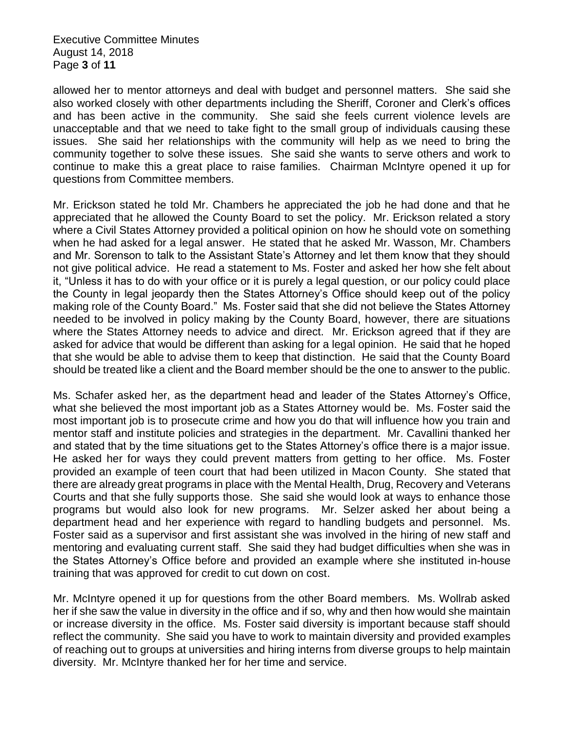allowed her to mentor attorneys and deal with budget and personnel matters. She said she also worked closely with other departments including the Sheriff, Coroner and Clerk's offices and has been active in the community. She said she feels current violence levels are unacceptable and that we need to take fight to the small group of individuals causing these issues. She said her relationships with the community will help as we need to bring the community together to solve these issues. She said she wants to serve others and work to continue to make this a great place to raise families. Chairman McIntyre opened it up for questions from Committee members.

Mr. Erickson stated he told Mr. Chambers he appreciated the job he had done and that he appreciated that he allowed the County Board to set the policy. Mr. Erickson related a story where a Civil States Attorney provided a political opinion on how he should vote on something when he had asked for a legal answer. He stated that he asked Mr. Wasson, Mr. Chambers and Mr. Sorenson to talk to the Assistant State's Attorney and let them know that they should not give political advice. He read a statement to Ms. Foster and asked her how she felt about it, "Unless it has to do with your office or it is purely a legal question, or our policy could place the County in legal jeopardy then the States Attorney's Office should keep out of the policy making role of the County Board." Ms. Foster said that she did not believe the States Attorney needed to be involved in policy making by the County Board, however, there are situations where the States Attorney needs to advice and direct. Mr. Erickson agreed that if they are asked for advice that would be different than asking for a legal opinion. He said that he hoped that she would be able to advise them to keep that distinction. He said that the County Board should be treated like a client and the Board member should be the one to answer to the public.

Ms. Schafer asked her, as the department head and leader of the States Attorney's Office, what she believed the most important job as a States Attorney would be. Ms. Foster said the most important job is to prosecute crime and how you do that will influence how you train and mentor staff and institute policies and strategies in the department. Mr. Cavallini thanked her and stated that by the time situations get to the States Attorney's office there is a major issue. He asked her for ways they could prevent matters from getting to her office. Ms. Foster provided an example of teen court that had been utilized in Macon County. She stated that there are already great programs in place with the Mental Health, Drug, Recovery and Veterans Courts and that she fully supports those. She said she would look at ways to enhance those programs but would also look for new programs. Mr. Selzer asked her about being a department head and her experience with regard to handling budgets and personnel. Ms. Foster said as a supervisor and first assistant she was involved in the hiring of new staff and mentoring and evaluating current staff. She said they had budget difficulties when she was in the States Attorney's Office before and provided an example where she instituted in-house training that was approved for credit to cut down on cost.

Mr. McIntyre opened it up for questions from the other Board members. Ms. Wollrab asked her if she saw the value in diversity in the office and if so, why and then how would she maintain or increase diversity in the office. Ms. Foster said diversity is important because staff should reflect the community. She said you have to work to maintain diversity and provided examples of reaching out to groups at universities and hiring interns from diverse groups to help maintain diversity. Mr. McIntyre thanked her for her time and service.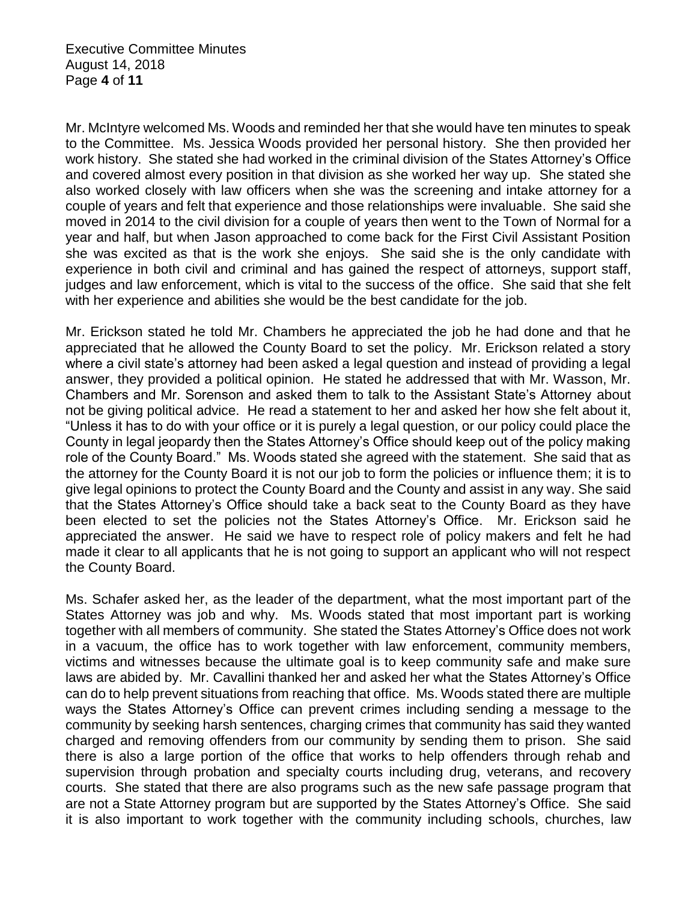Mr. McIntyre welcomed Ms. Woods and reminded her that she would have ten minutes to speak to the Committee. Ms. Jessica Woods provided her personal history. She then provided her work history. She stated she had worked in the criminal division of the States Attorney's Office and covered almost every position in that division as she worked her way up. She stated she also worked closely with law officers when she was the screening and intake attorney for a couple of years and felt that experience and those relationships were invaluable. She said she moved in 2014 to the civil division for a couple of years then went to the Town of Normal for a year and half, but when Jason approached to come back for the First Civil Assistant Position she was excited as that is the work she enjoys. She said she is the only candidate with experience in both civil and criminal and has gained the respect of attorneys, support staff, judges and law enforcement, which is vital to the success of the office. She said that she felt with her experience and abilities she would be the best candidate for the job.

Mr. Erickson stated he told Mr. Chambers he appreciated the job he had done and that he appreciated that he allowed the County Board to set the policy. Mr. Erickson related a story where a civil state's attorney had been asked a legal question and instead of providing a legal answer, they provided a political opinion. He stated he addressed that with Mr. Wasson, Mr. Chambers and Mr. Sorenson and asked them to talk to the Assistant State's Attorney about not be giving political advice. He read a statement to her and asked her how she felt about it, "Unless it has to do with your office or it is purely a legal question, or our policy could place the County in legal jeopardy then the States Attorney's Office should keep out of the policy making role of the County Board." Ms. Woods stated she agreed with the statement. She said that as the attorney for the County Board it is not our job to form the policies or influence them; it is to give legal opinions to protect the County Board and the County and assist in any way. She said that the States Attorney's Office should take a back seat to the County Board as they have been elected to set the policies not the States Attorney's Office. Mr. Erickson said he appreciated the answer. He said we have to respect role of policy makers and felt he had made it clear to all applicants that he is not going to support an applicant who will not respect the County Board.

Ms. Schafer asked her, as the leader of the department, what the most important part of the States Attorney was job and why. Ms. Woods stated that most important part is working together with all members of community. She stated the States Attorney's Office does not work in a vacuum, the office has to work together with law enforcement, community members, victims and witnesses because the ultimate goal is to keep community safe and make sure laws are abided by. Mr. Cavallini thanked her and asked her what the States Attorney's Office can do to help prevent situations from reaching that office. Ms. Woods stated there are multiple ways the States Attorney's Office can prevent crimes including sending a message to the community by seeking harsh sentences, charging crimes that community has said they wanted charged and removing offenders from our community by sending them to prison. She said there is also a large portion of the office that works to help offenders through rehab and supervision through probation and specialty courts including drug, veterans, and recovery courts. She stated that there are also programs such as the new safe passage program that are not a State Attorney program but are supported by the States Attorney's Office. She said it is also important to work together with the community including schools, churches, law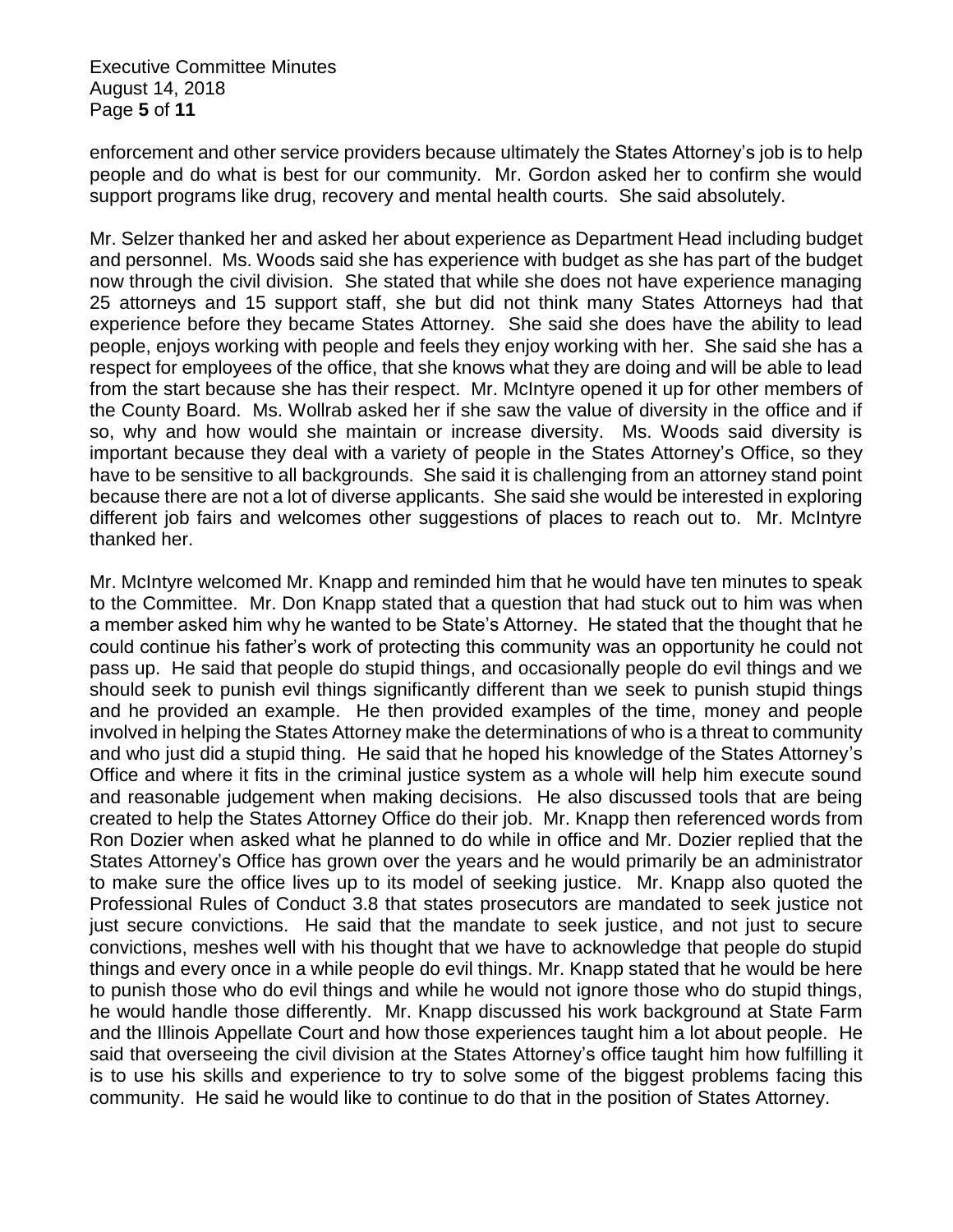enforcement and other service providers because ultimately the States Attorney's job is to help people and do what is best for our community. Mr. Gordon asked her to confirm she would support programs like drug, recovery and mental health courts. She said absolutely.

Mr. Selzer thanked her and asked her about experience as Department Head including budget and personnel. Ms. Woods said she has experience with budget as she has part of the budget now through the civil division. She stated that while she does not have experience managing 25 attorneys and 15 support staff, she but did not think many States Attorneys had that experience before they became States Attorney. She said she does have the ability to lead people, enjoys working with people and feels they enjoy working with her. She said she has a respect for employees of the office, that she knows what they are doing and will be able to lead from the start because she has their respect. Mr. McIntyre opened it up for other members of the County Board. Ms. Wollrab asked her if she saw the value of diversity in the office and if so, why and how would she maintain or increase diversity. Ms. Woods said diversity is important because they deal with a variety of people in the States Attorney's Office, so they have to be sensitive to all backgrounds. She said it is challenging from an attorney stand point because there are not a lot of diverse applicants. She said she would be interested in exploring different job fairs and welcomes other suggestions of places to reach out to. Mr. McIntyre thanked her.

Mr. McIntyre welcomed Mr. Knapp and reminded him that he would have ten minutes to speak to the Committee. Mr. Don Knapp stated that a question that had stuck out to him was when a member asked him why he wanted to be State's Attorney. He stated that the thought that he could continue his father's work of protecting this community was an opportunity he could not pass up. He said that people do stupid things, and occasionally people do evil things and we should seek to punish evil things significantly different than we seek to punish stupid things and he provided an example. He then provided examples of the time, money and people involved in helping the States Attorney make the determinations of who is a threat to community and who just did a stupid thing. He said that he hoped his knowledge of the States Attorney's Office and where it fits in the criminal justice system as a whole will help him execute sound and reasonable judgement when making decisions. He also discussed tools that are being created to help the States Attorney Office do their job. Mr. Knapp then referenced words from Ron Dozier when asked what he planned to do while in office and Mr. Dozier replied that the States Attorney's Office has grown over the years and he would primarily be an administrator to make sure the office lives up to its model of seeking justice. Mr. Knapp also quoted the Professional Rules of Conduct 3.8 that states prosecutors are mandated to seek justice not just secure convictions. He said that the mandate to seek justice, and not just to secure convictions, meshes well with his thought that we have to acknowledge that people do stupid things and every once in a while people do evil things. Mr. Knapp stated that he would be here to punish those who do evil things and while he would not ignore those who do stupid things, he would handle those differently. Mr. Knapp discussed his work background at State Farm and the Illinois Appellate Court and how those experiences taught him a lot about people. He said that overseeing the civil division at the States Attorney's office taught him how fulfilling it is to use his skills and experience to try to solve some of the biggest problems facing this community. He said he would like to continue to do that in the position of States Attorney.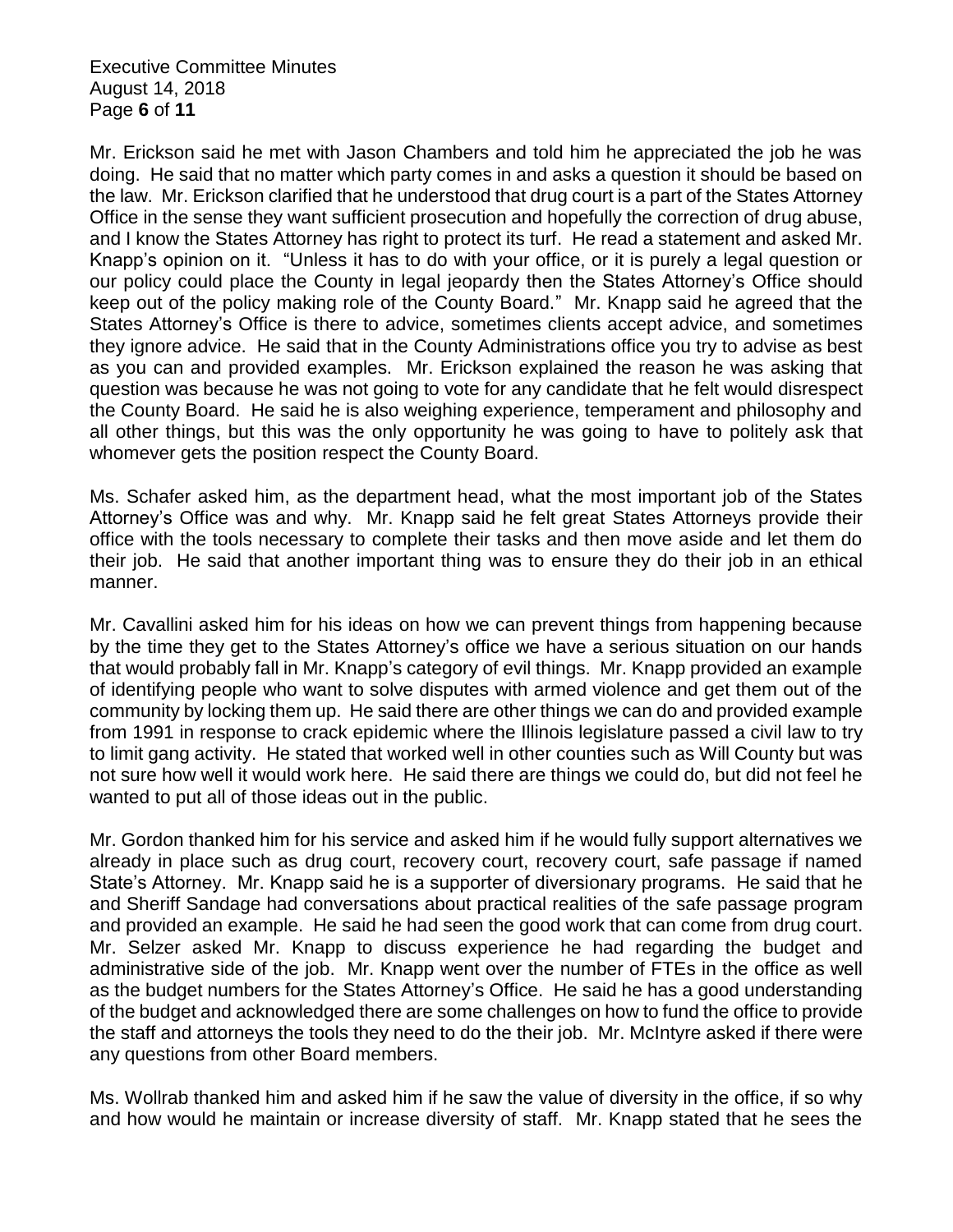Mr. Erickson said he met with Jason Chambers and told him he appreciated the job he was doing. He said that no matter which party comes in and asks a question it should be based on the law. Mr. Erickson clarified that he understood that drug court is a part of the States Attorney Office in the sense they want sufficient prosecution and hopefully the correction of drug abuse, and I know the States Attorney has right to protect its turf. He read a statement and asked Mr. Knapp's opinion on it. "Unless it has to do with your office, or it is purely a legal question or our policy could place the County in legal jeopardy then the States Attorney's Office should keep out of the policy making role of the County Board." Mr. Knapp said he agreed that the States Attorney's Office is there to advice, sometimes clients accept advice, and sometimes they ignore advice. He said that in the County Administrations office you try to advise as best as you can and provided examples. Mr. Erickson explained the reason he was asking that question was because he was not going to vote for any candidate that he felt would disrespect the County Board. He said he is also weighing experience, temperament and philosophy and all other things, but this was the only opportunity he was going to have to politely ask that whomever gets the position respect the County Board.

Ms. Schafer asked him, as the department head, what the most important job of the States Attorney's Office was and why. Mr. Knapp said he felt great States Attorneys provide their office with the tools necessary to complete their tasks and then move aside and let them do their job. He said that another important thing was to ensure they do their job in an ethical manner.

Mr. Cavallini asked him for his ideas on how we can prevent things from happening because by the time they get to the States Attorney's office we have a serious situation on our hands that would probably fall in Mr. Knapp's category of evil things. Mr. Knapp provided an example of identifying people who want to solve disputes with armed violence and get them out of the community by locking them up. He said there are other things we can do and provided example from 1991 in response to crack epidemic where the Illinois legislature passed a civil law to try to limit gang activity. He stated that worked well in other counties such as Will County but was not sure how well it would work here. He said there are things we could do, but did not feel he wanted to put all of those ideas out in the public.

Mr. Gordon thanked him for his service and asked him if he would fully support alternatives we already in place such as drug court, recovery court, recovery court, safe passage if named State's Attorney. Mr. Knapp said he is a supporter of diversionary programs. He said that he and Sheriff Sandage had conversations about practical realities of the safe passage program and provided an example. He said he had seen the good work that can come from drug court. Mr. Selzer asked Mr. Knapp to discuss experience he had regarding the budget and administrative side of the job. Mr. Knapp went over the number of FTEs in the office as well as the budget numbers for the States Attorney's Office. He said he has a good understanding of the budget and acknowledged there are some challenges on how to fund the office to provide the staff and attorneys the tools they need to do the their job. Mr. McIntyre asked if there were any questions from other Board members.

Ms. Wollrab thanked him and asked him if he saw the value of diversity in the office, if so why and how would he maintain or increase diversity of staff. Mr. Knapp stated that he sees the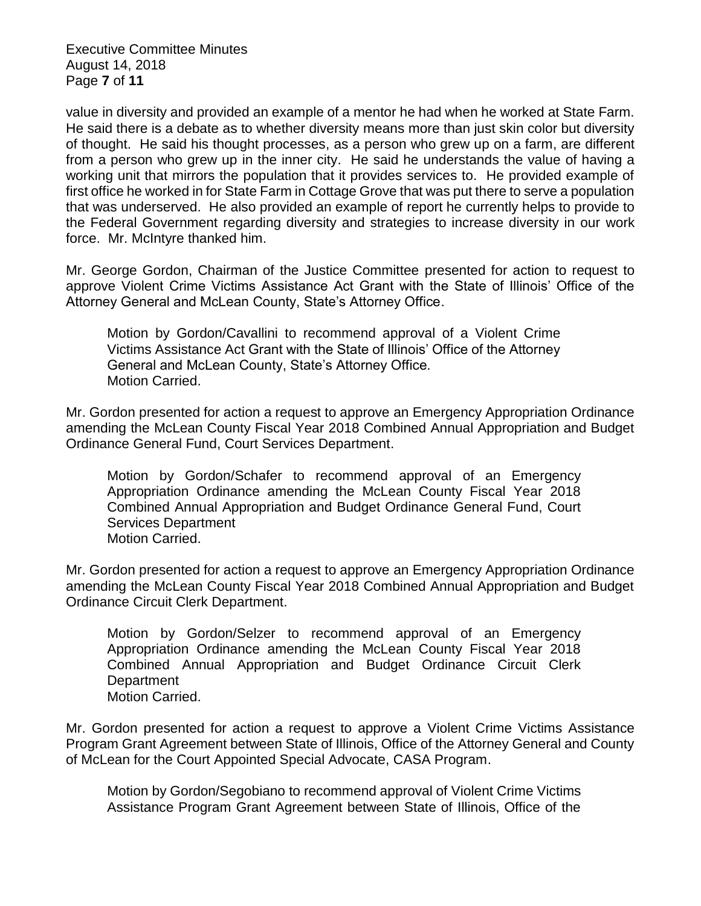value in diversity and provided an example of a mentor he had when he worked at State Farm. He said there is a debate as to whether diversity means more than just skin color but diversity of thought. He said his thought processes, as a person who grew up on a farm, are different from a person who grew up in the inner city. He said he understands the value of having a working unit that mirrors the population that it provides services to. He provided example of first office he worked in for State Farm in Cottage Grove that was put there to serve a population that was underserved. He also provided an example of report he currently helps to provide to the Federal Government regarding diversity and strategies to increase diversity in our work force. Mr. McIntyre thanked him.

Mr. George Gordon, Chairman of the Justice Committee presented for action to request to approve Violent Crime Victims Assistance Act Grant with the State of Illinois' Office of the Attorney General and McLean County, State's Attorney Office.

> Motion by Gordon/Cavallini to recommend approval of a Violent Crime Victims Assistance Act Grant with the State of Illinois' Office of the Attorney General and McLean County, State's Attorney Office.
> Motion Carried.

Mr. Gordon presented for action a request to approve an Emergency Appropriation Ordinance amending the McLean County Fiscal Year 2018 Combined Annual Appropriation and Budget Ordinance General Fund, Court Services Department.

> Motion by Gordon/Schafer to recommend approval of an Emergency Appropriation Ordinance amending the McLean County Fiscal Year 2018 Combined Annual Appropriation and Budget Ordinance General Fund, Court Services Department
> Motion Carried.

Mr. Gordon presented for action a request to approve an Emergency Appropriation Ordinance amending the McLean County Fiscal Year 2018 Combined Annual Appropriation and Budget Ordinance Circuit Clerk Department.

> Motion by Gordon/Selzer to recommend approval of an Emergency Appropriation Ordinance amending the McLean County Fiscal Year 2018 Combined Annual Appropriation and Budget Ordinance Circuit Clerk Department
> Motion Carried.

Mr. Gordon presented for action a request to approve a Violent Crime Victims Assistance Program Grant Agreement between State of Illinois, Office of the Attorney General and County of McLean for the Court Appointed Special Advocate, CASA Program.

> Motion by Gordon/Segobiano to recommend approval of Violent Crime Victims Assistance Program Grant Agreement between State of Illinois, Office of the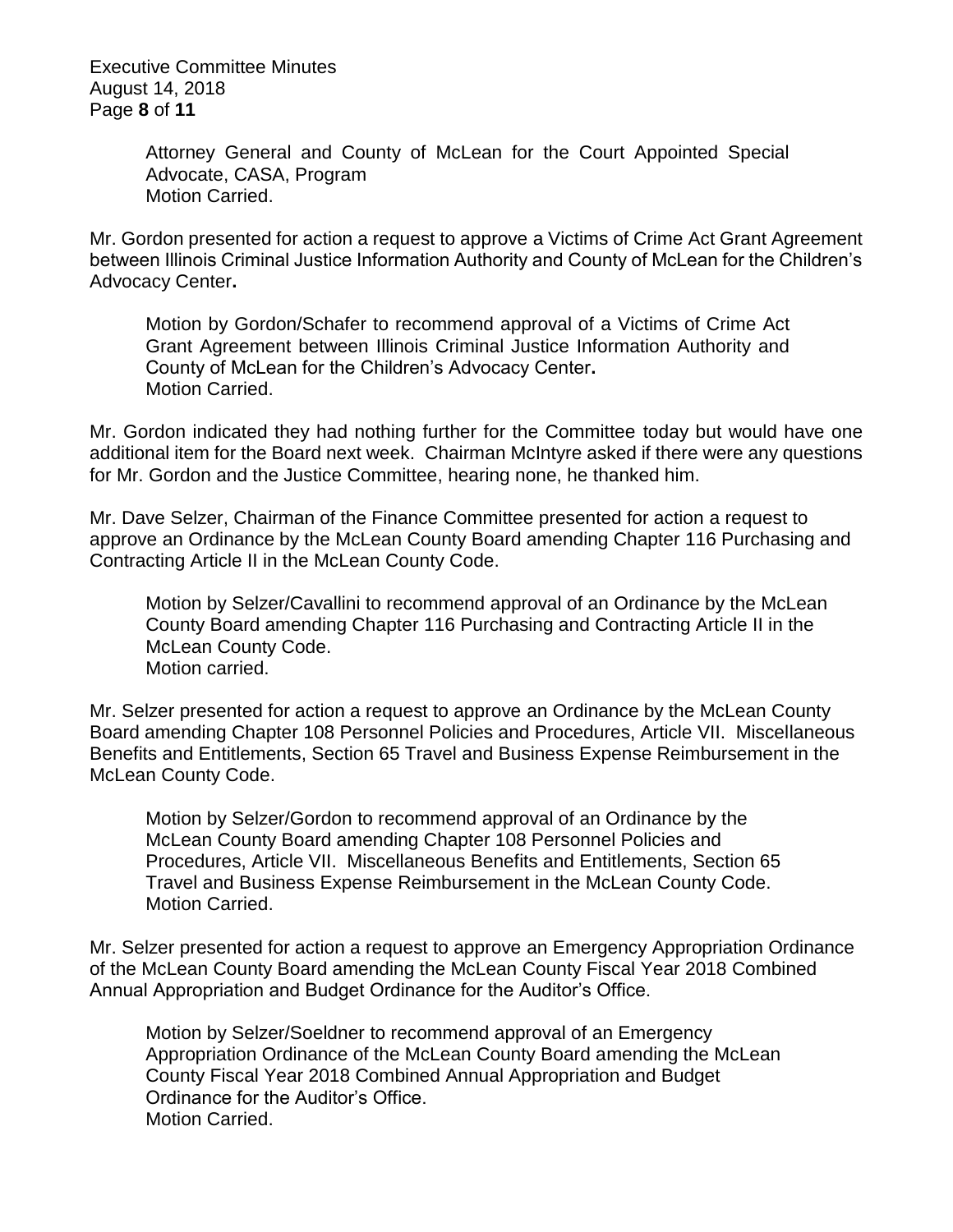Attorney General and County of McLean for the Court Appointed Special Advocate, CASA, Program
Motion Carried.

Mr. Gordon presented for action a request to approve a Victims of Crime Act Grant Agreement between Illinois Criminal Justice Information Authority and County of McLean for the Children's Advocacy Center**.**

Motion by Gordon/Schafer to recommend approval of a Victims of Crime Act Grant Agreement between Illinois Criminal Justice Information Authority and County of McLean for the Children's Advocacy Center**.**
Motion Carried.

Mr. Gordon indicated they had nothing further for the Committee today but would have one additional item for the Board next week. Chairman McIntyre asked if there were any questions for Mr. Gordon and the Justice Committee, hearing none, he thanked him.

Mr. Dave Selzer, Chairman of the Finance Committee presented for action a request to approve an Ordinance by the McLean County Board amending Chapter 116 Purchasing and Contracting Article II in the McLean County Code.

Motion by Selzer/Cavallini to recommend approval of an Ordinance by the McLean County Board amending Chapter 116 Purchasing and Contracting Article II in the McLean County Code.
Motion carried.

Mr. Selzer presented for action a request to approve an Ordinance by the McLean County Board amending Chapter 108 Personnel Policies and Procedures, Article VII. Miscellaneous Benefits and Entitlements, Section 65 Travel and Business Expense Reimbursement in the McLean County Code.

Motion by Selzer/Gordon to recommend approval of an Ordinance by the McLean County Board amending Chapter 108 Personnel Policies and Procedures, Article VII. Miscellaneous Benefits and Entitlements, Section 65 Travel and Business Expense Reimbursement in the McLean County Code.
Motion Carried.

Mr. Selzer presented for action a request to approve an Emergency Appropriation Ordinance of the McLean County Board amending the McLean County Fiscal Year 2018 Combined Annual Appropriation and Budget Ordinance for the Auditor's Office.

Motion by Selzer/Soeldner to recommend approval of an Emergency Appropriation Ordinance of the McLean County Board amending the McLean County Fiscal Year 2018 Combined Annual Appropriation and Budget Ordinance for the Auditor's Office.
Motion Carried.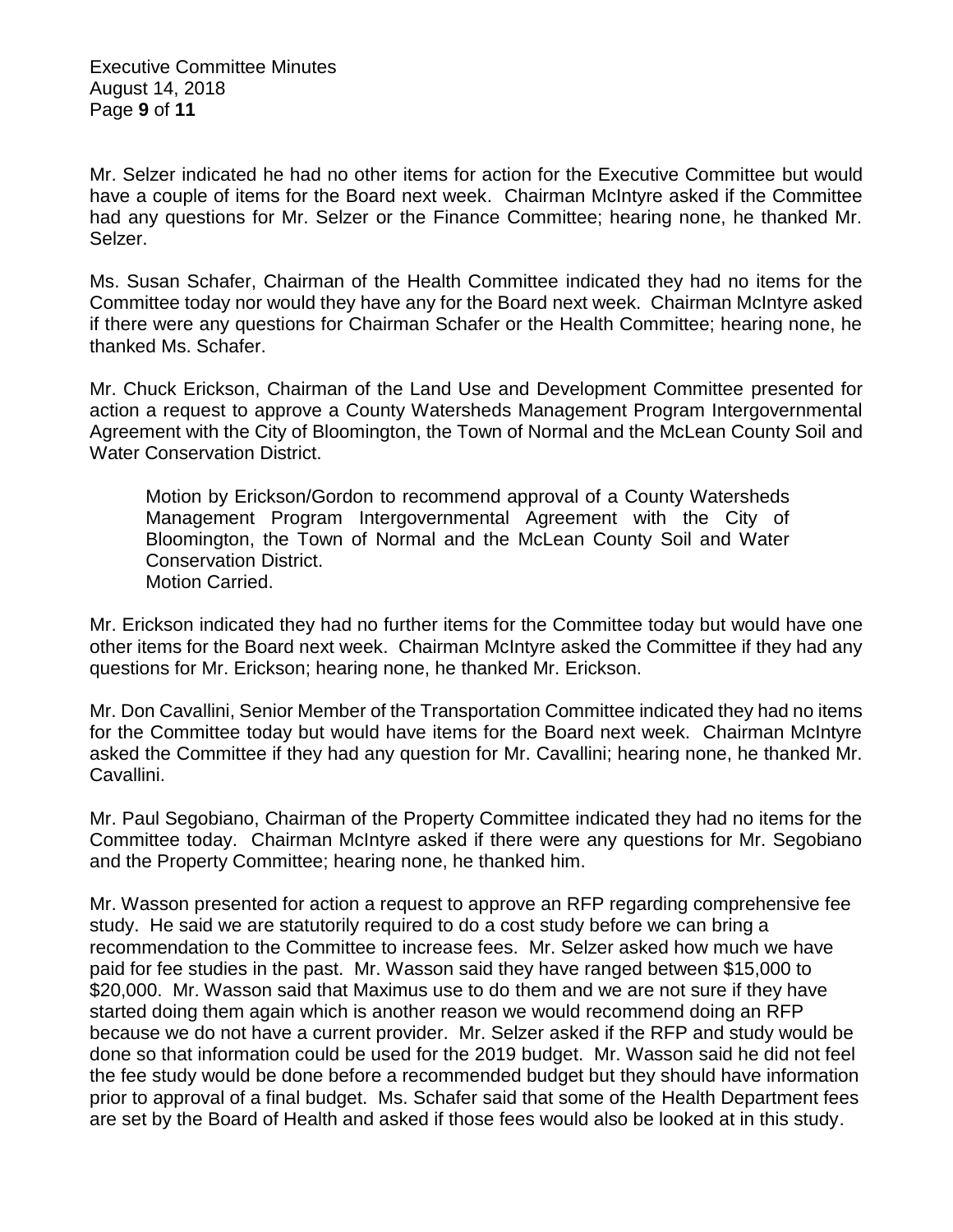Mr. Selzer indicated he had no other items for action for the Executive Committee but would have a couple of items for the Board next week. Chairman McIntyre asked if the Committee had any questions for Mr. Selzer or the Finance Committee; hearing none, he thanked Mr. Selzer.

Ms. Susan Schafer, Chairman of the Health Committee indicated they had no items for the Committee today nor would they have any for the Board next week. Chairman McIntyre asked if there were any questions for Chairman Schafer or the Health Committee; hearing none, he thanked Ms. Schafer.

Mr. Chuck Erickson, Chairman of the Land Use and Development Committee presented for action a request to approve a County Watersheds Management Program Intergovernmental Agreement with the City of Bloomington, the Town of Normal and the McLean County Soil and Water Conservation District.

> Motion by Erickson/Gordon to recommend approval of a County Watersheds Management Program Intergovernmental Agreement with the City of Bloomington, the Town of Normal and the McLean County Soil and Water Conservation District.
> Motion Carried.

Mr. Erickson indicated they had no further items for the Committee today but would have one other items for the Board next week. Chairman McIntyre asked the Committee if they had any questions for Mr. Erickson; hearing none, he thanked Mr. Erickson.

Mr. Don Cavallini, Senior Member of the Transportation Committee indicated they had no items for the Committee today but would have items for the Board next week. Chairman McIntyre asked the Committee if they had any question for Mr. Cavallini; hearing none, he thanked Mr. Cavallini.

Mr. Paul Segobiano, Chairman of the Property Committee indicated they had no items for the Committee today. Chairman McIntyre asked if there were any questions for Mr. Segobiano and the Property Committee; hearing none, he thanked him.

Mr. Wasson presented for action a request to approve an RFP regarding comprehensive fee study. He said we are statutorily required to do a cost study before we can bring a recommendation to the Committee to increase fees. Mr. Selzer asked how much we have paid for fee studies in the past. Mr. Wasson said they have ranged between $15,000 to $20,000. Mr. Wasson said that Maximus use to do them and we are not sure if they have started doing them again which is another reason we would recommend doing an RFP because we do not have a current provider. Mr. Selzer asked if the RFP and study would be done so that information could be used for the 2019 budget. Mr. Wasson said he did not feel the fee study would be done before a recommended budget but they should have information prior to approval of a final budget. Ms. Schafer said that some of the Health Department fees are set by the Board of Health and asked if those fees would also be looked at in this study.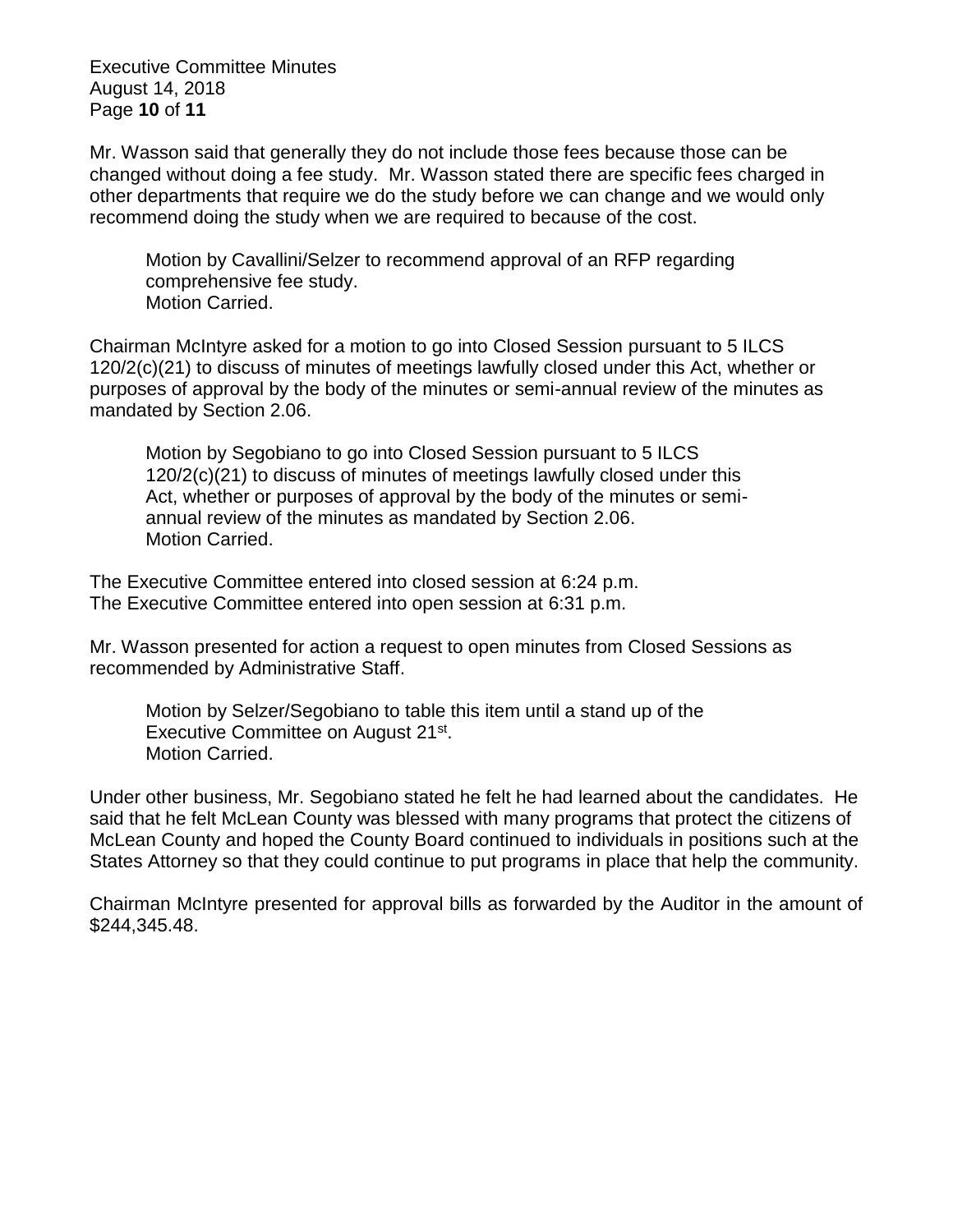Mr. Wasson said that generally they do not include those fees because those can be changed without doing a fee study. Mr. Wasson stated there are specific fees charged in other departments that require we do the study before we can change and we would only recommend doing the study when we are required to because of the cost.

> Motion by Cavallini/Selzer to recommend approval of an RFP regarding comprehensive fee study.
> Motion Carried.

Chairman McIntyre asked for a motion to go into Closed Session pursuant to 5 ILCS 120/2(c)(21) to discuss of minutes of meetings lawfully closed under this Act, whether or purposes of approval by the body of the minutes or semi-annual review of the minutes as mandated by Section 2.06.

> Motion by Segobiano to go into Closed Session pursuant to 5 ILCS 120/2(c)(21) to discuss of minutes of meetings lawfully closed under this Act, whether or purposes of approval by the body of the minutes or semi-annual review of the minutes as mandated by Section 2.06.
> Motion Carried.

The Executive Committee entered into closed session at 6:24 p.m.
The Executive Committee entered into open session at 6:31 p.m.

Mr. Wasson presented for action a request to open minutes from Closed Sessions as recommended by Administrative Staff.

> Motion by Selzer/Segobiano to table this item until a stand up of the Executive Committee on August 21st.
> Motion Carried.

Under other business, Mr. Segobiano stated he felt he had learned about the candidates. He said that he felt McLean County was blessed with many programs that protect the citizens of McLean County and hoped the County Board continued to individuals in positions such at the States Attorney so that they could continue to put programs in place that help the community.

Chairman McIntyre presented for approval bills as forwarded by the Auditor in the amount of $244,345.48.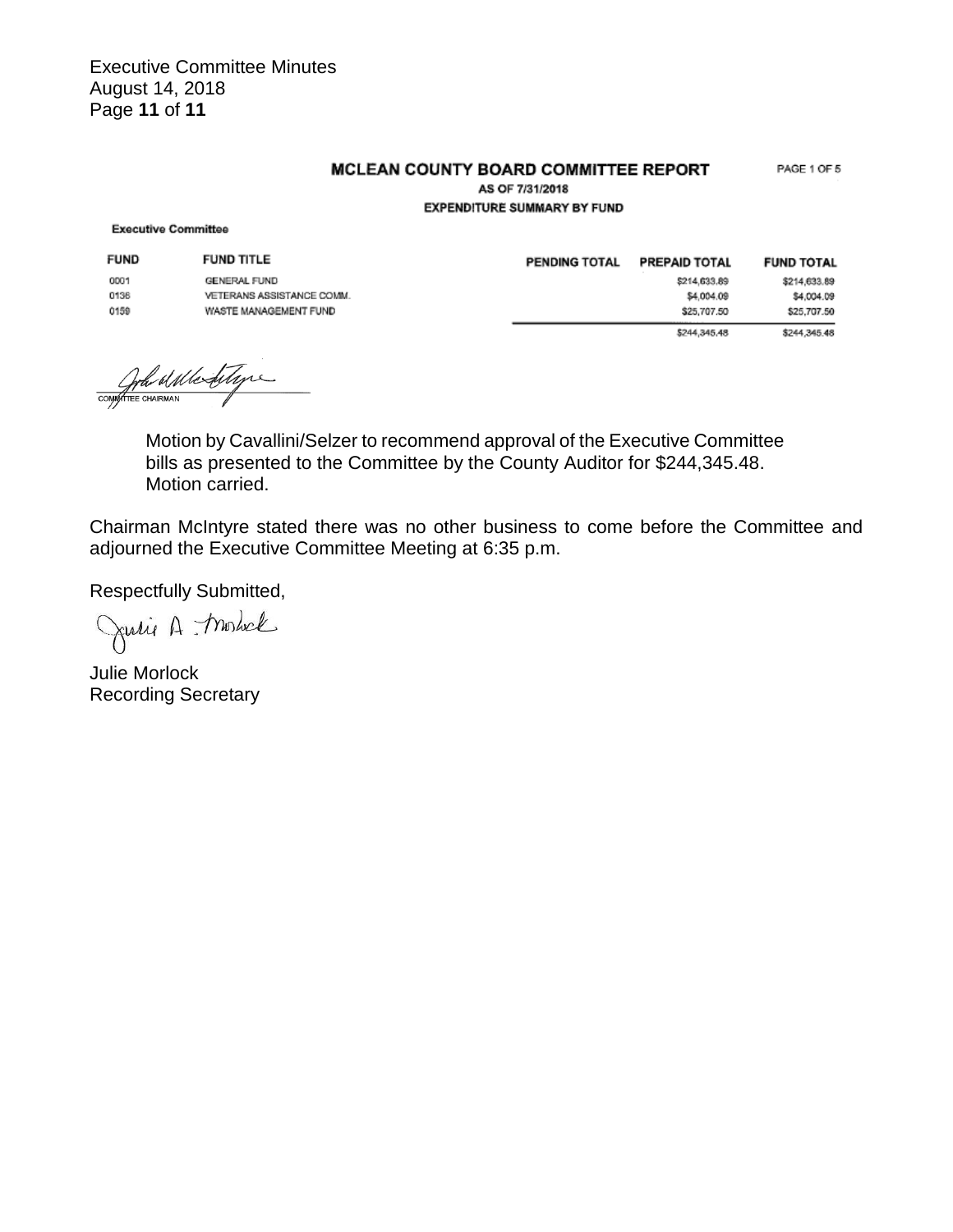**MCLEAN COUNTY BOARD COMMITTEE REPORT**

PAGE 1 OF 5

**AS OF 7/31/2018**

**EXPENDITURE SUMMARY BY FUND**

**Executive Committee**

| FUND | FUND TITLE | PENDING TOTAL | PREPAID TOTAL | FUND TOTAL |
|---|---|---|---|---|
| 0001 | GENERAL FUND | | $214,633.89 | $214,633.89 |
| 0136 | VETERANS ASSISTANCE COMM. | | $4,004.09 | $4,004.09 |
| 0159 | WASTE MANAGEMENT FUND | | $25,707.50 | $25,707.50 |
| | | | $244,345.48 | $244,345.48 |

COMMITTEE CHAIRMAN

Motion by Cavallini/Selzer to recommend approval of the Executive Committee bills as presented to the Committee by the County Auditor for $244,345.48.
Motion carried.

Chairman McIntyre stated there was no other business to come before the Committee and adjourned the Executive Committee Meeting at 6:35 p.m.

Respectfully Submitted,

Julie Morlock
Recording Secretary